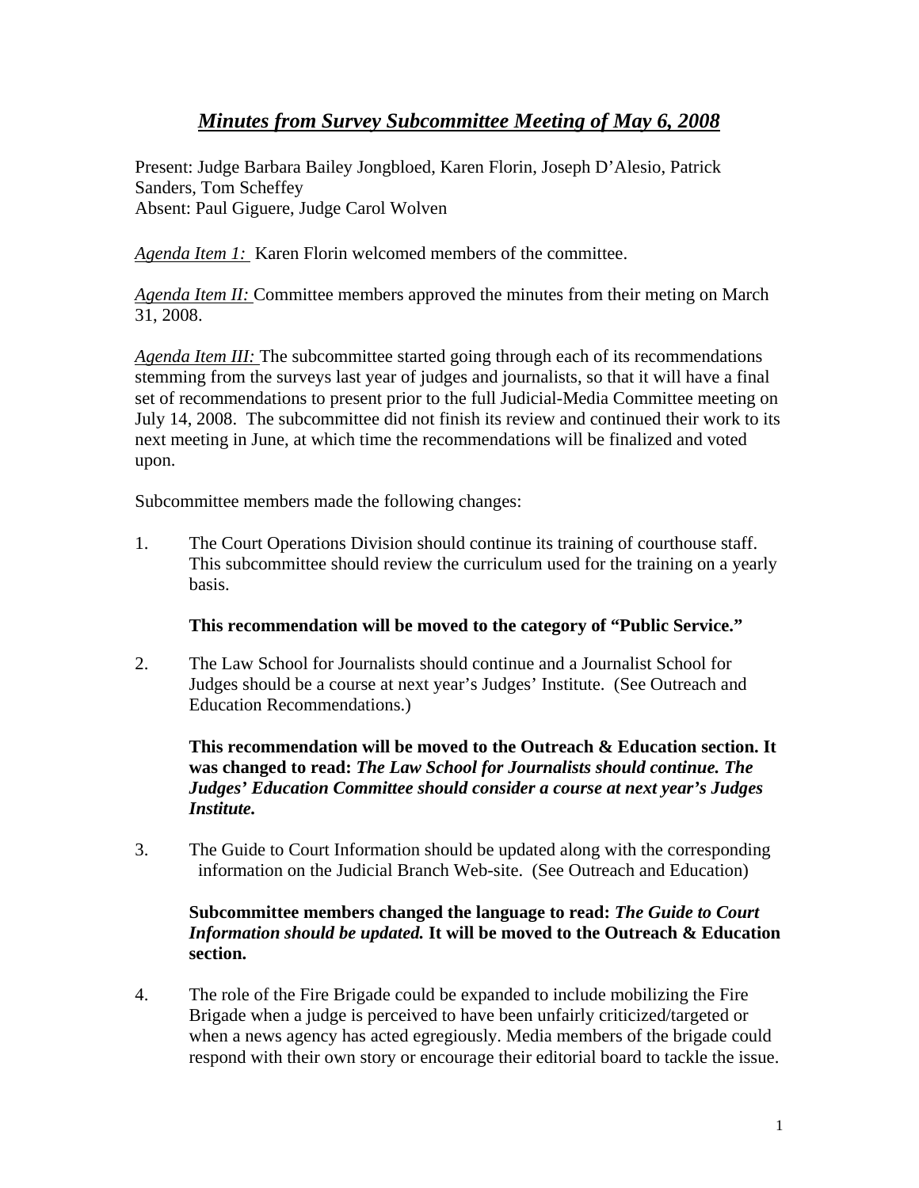# ***Minutes from Survey Subcommittee Meeting of May 6, 2008***

Present: Judge Barbara Bailey Jongbloed, Karen Florin, Joseph D'Alesio, Patrick Sanders, Tom Scheffey
Absent: Paul Giguere, Judge Carol Wolven

*Agenda Item 1:* Karen Florin welcomed members of the committee.

*Agenda Item II:* Committee members approved the minutes from their meting on March 31, 2008.

*Agenda Item III:* The subcommittee started going through each of its recommendations stemming from the surveys last year of judges and journalists, so that it will have a final set of recommendations to present prior to the full Judicial-Media Committee meeting on July 14, 2008. The subcommittee did not finish its review and continued their work to its next meeting in June, at which time the recommendations will be finalized and voted upon.

Subcommittee members made the following changes:

1. The Court Operations Division should continue its training of courthouse staff. This subcommittee should review the curriculum used for the training on a yearly basis.

   **This recommendation will be moved to the category of "Public Service."**

2. The Law School for Journalists should continue and a Journalist School for Judges should be a course at next year's Judges' Institute. (See Outreach and Education Recommendations.)

   **This recommendation will be moved to the Outreach & Education section. It was changed to read: *The Law School for Journalists should continue. The Judges' Education Committee should consider a course at next year's Judges Institute.***

3. The Guide to Court Information should be updated along with the corresponding information on the Judicial Branch Web-site. (See Outreach and Education)

   **Subcommittee members changed the language to read: *The Guide to Court Information should be updated.* It will be moved to the Outreach & Education section.**

4. The role of the Fire Brigade could be expanded to include mobilizing the Fire Brigade when a judge is perceived to have been unfairly criticized/targeted or when a news agency has acted egregiously. Media members of the brigade could respond with their own story or encourage their editorial board to tackle the issue.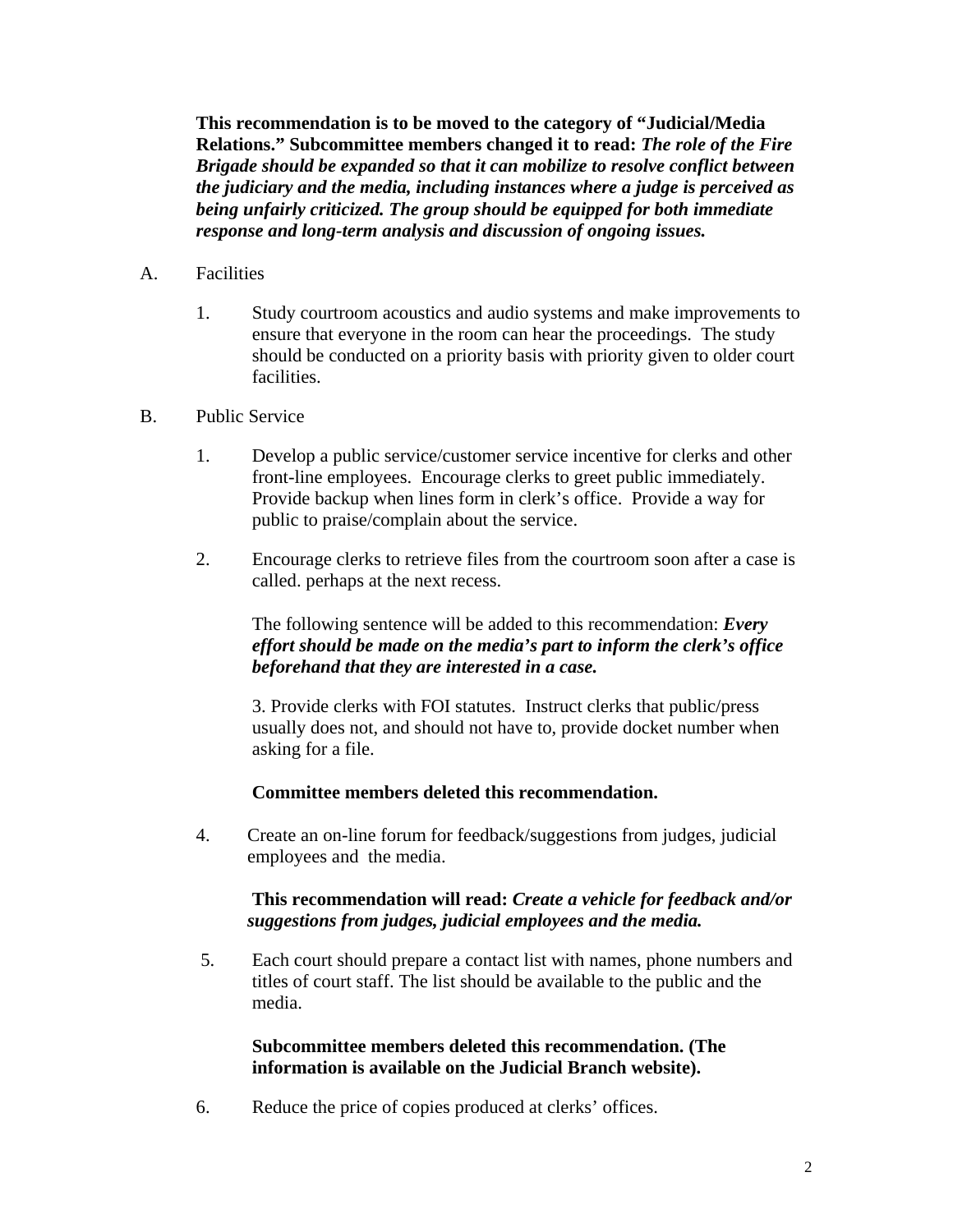**This recommendation is to be moved to the category of "Judicial/Media Relations." Subcommittee members changed it to read:** ***The role of the Fire Brigade should be expanded so that it can mobilize to resolve conflict between the judiciary and the media, including instances where a judge is perceived as being unfairly criticized. The group should be equipped for both immediate response and long-term analysis and discussion of ongoing issues.***

A. Facilities

1. Study courtroom acoustics and audio systems and make improvements to ensure that everyone in the room can hear the proceedings. The study should be conducted on a priority basis with priority given to older court facilities.

B. Public Service

1. Develop a public service/customer service incentive for clerks and other front-line employees. Encourage clerks to greet public immediately. Provide backup when lines form in clerk's office. Provide a way for public to praise/complain about the service.

2. Encourage clerks to retrieve files from the courtroom soon after a case is called. perhaps at the next recess.

   The following sentence will be added to this recommendation: ***Every effort should be made on the media's part to inform the clerk's office beforehand that they are interested in a case.***

3. Provide clerks with FOI statutes. Instruct clerks that public/press usually does not, and should not have to, provide docket number when asking for a file.

   **Committee members deleted this recommendation.**

4. Create an on-line forum for feedback/suggestions from judges, judicial employees and the media.

   **This recommendation will read:** ***Create a vehicle for feedback and/or suggestions from judges, judicial employees and the media.***

5. Each court should prepare a contact list with names, phone numbers and titles of court staff. The list should be available to the public and the media.

   **Subcommittee members deleted this recommendation. (The information is available on the Judicial Branch website).**

6. Reduce the price of copies produced at clerks' offices.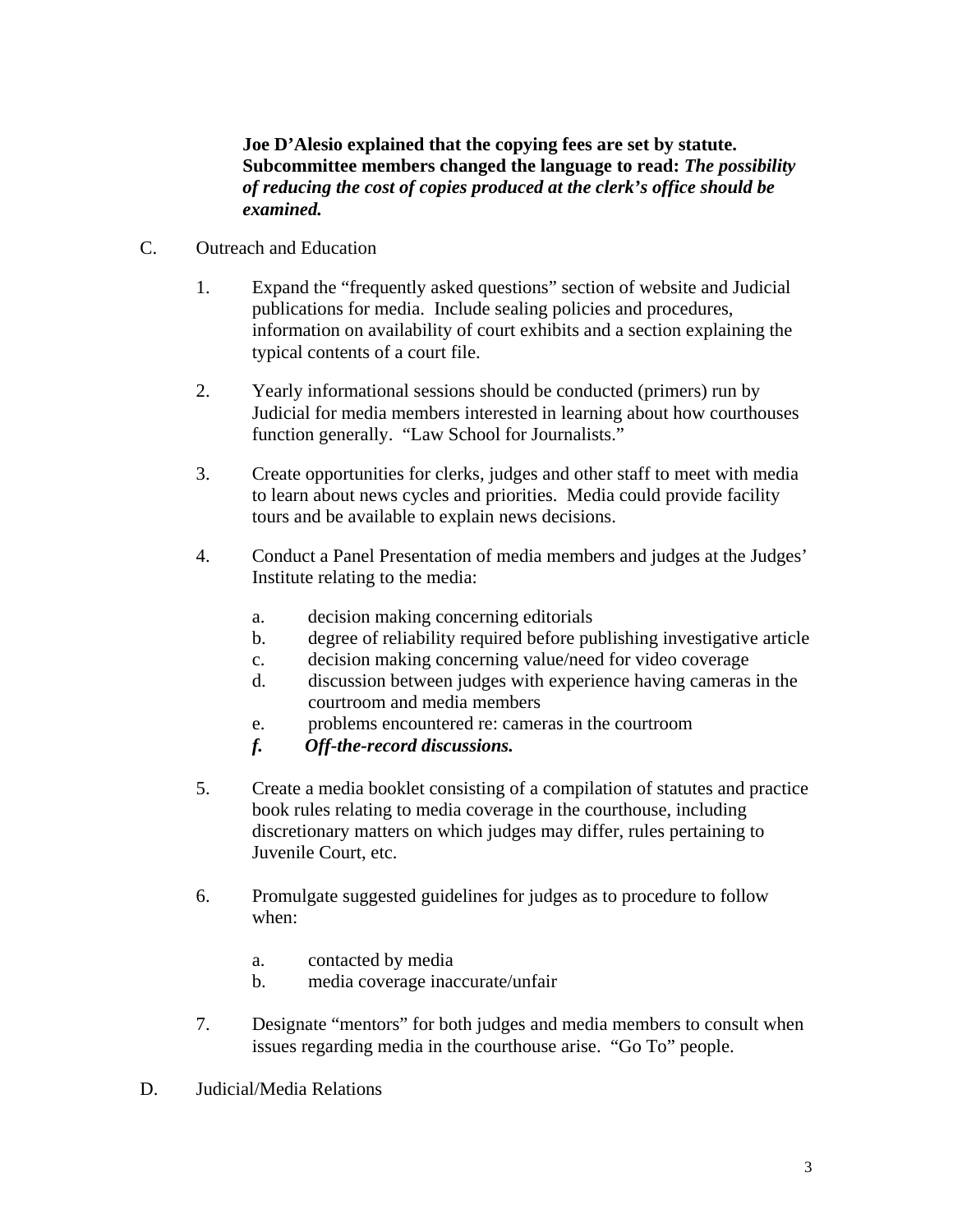**Joe D'Alesio explained that the copying fees are set by statute. Subcommittee members changed the language to read:** ***The possibility of reducing the cost of copies produced at the clerk's office should be examined.***

C. Outreach and Education

1. Expand the "frequently asked questions" section of website and Judicial publications for media. Include sealing policies and procedures, information on availability of court exhibits and a section explaining the typical contents of a court file.

2. Yearly informational sessions should be conducted (primers) run by Judicial for media members interested in learning about how courthouses function generally. "Law School for Journalists."

3. Create opportunities for clerks, judges and other staff to meet with media to learn about news cycles and priorities. Media could provide facility tours and be available to explain news decisions.

4. Conduct a Panel Presentation of media members and judges at the Judges' Institute relating to the media:

   a. decision making concerning editorials
   b. degree of reliability required before publishing investigative article
   c. decision making concerning value/need for video coverage
   d. discussion between judges with experience having cameras in the courtroom and media members
   e. problems encountered re: cameras in the courtroom
   ***f. Off-the-record discussions.***

5. Create a media booklet consisting of a compilation of statutes and practice book rules relating to media coverage in the courthouse, including discretionary matters on which judges may differ, rules pertaining to Juvenile Court, etc.

6. Promulgate suggested guidelines for judges as to procedure to follow when:

   a. contacted by media
   b. media coverage inaccurate/unfair

7. Designate "mentors" for both judges and media members to consult when issues regarding media in the courthouse arise. "Go To" people.

D. Judicial/Media Relations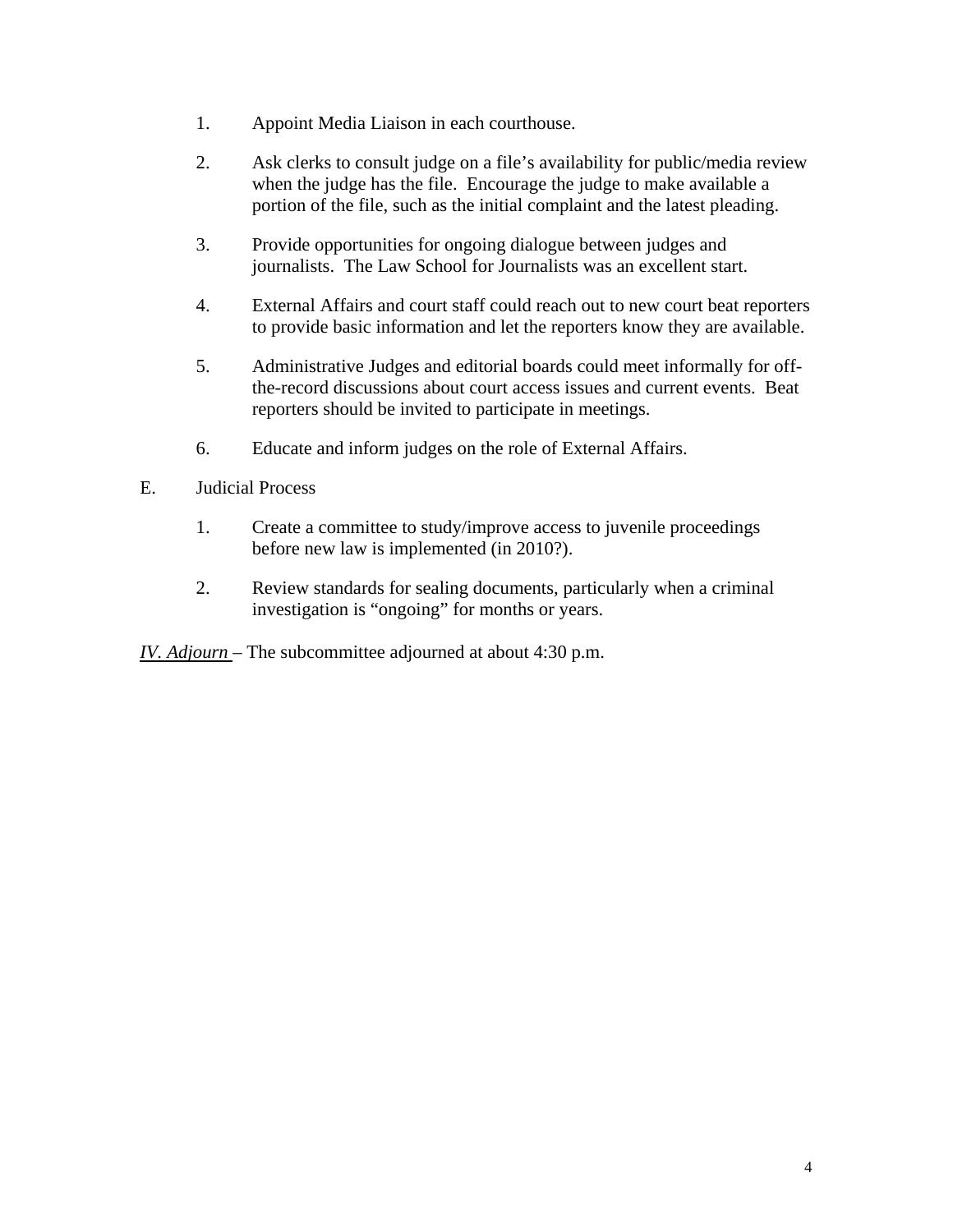1. Appoint Media Liaison in each courthouse.

2. Ask clerks to consult judge on a file's availability for public/media review when the judge has the file. Encourage the judge to make available a portion of the file, such as the initial complaint and the latest pleading.

3. Provide opportunities for ongoing dialogue between judges and journalists. The Law School for Journalists was an excellent start.

4. External Affairs and court staff could reach out to new court beat reporters to provide basic information and let the reporters know they are available.

5. Administrative Judges and editorial boards could meet informally for off-the-record discussions about court access issues and current events. Beat reporters should be invited to participate in meetings.

6. Educate and inform judges on the role of External Affairs.

E. Judicial Process

1. Create a committee to study/improve access to juvenile proceedings before new law is implemented (in 2010?).

2. Review standards for sealing documents, particularly when a criminal investigation is "ongoing" for months or years.

*IV. Adjourn* – The subcommittee adjourned at about 4:30 p.m.